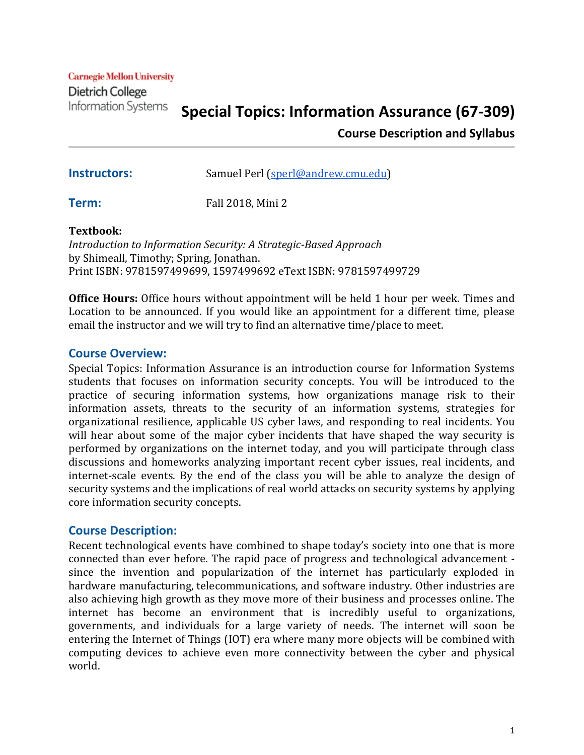Carnegie Mellon University
Dietrich College
Information Systems

# Special Topics: Information Assurance (67-309)

## Course Description and Syllabus

**Instructors:** Samuel Perl (sperl@andrew.cmu.edu)

**Term:** Fall 2018, Mini 2

**Textbook:**
*Introduction to Information Security: A Strategic-Based Approach*
by Shimeall, Timothy; Spring, Jonathan.
Print ISBN: 9781597499699, 1597499692 eText ISBN: 9781597499729

**Office Hours:** Office hours without appointment will be held 1 hour per week. Times and Location to be announced. If you would like an appointment for a different time, please email the instructor and we will try to find an alternative time/place to meet.

### Course Overview:

Special Topics: Information Assurance is an introduction course for Information Systems students that focuses on information security concepts. You will be introduced to the practice of securing information systems, how organizations manage risk to their information assets, threats to the security of an information systems, strategies for organizational resilience, applicable US cyber laws, and responding to real incidents. You will hear about some of the major cyber incidents that have shaped the way security is performed by organizations on the internet today, and you will participate through class discussions and homeworks analyzing important recent cyber issues, real incidents, and internet-scale events. By the end of the class you will be able to analyze the design of security systems and the implications of real world attacks on security systems by applying core information security concepts.

### Course Description:

Recent technological events have combined to shape today's society into one that is more connected than ever before. The rapid pace of progress and technological advancement - since the invention and popularization of the internet has particularly exploded in hardware manufacturing, telecommunications, and software industry. Other industries are also achieving high growth as they move more of their business and processes online. The internet has become an environment that is incredibly useful to organizations, governments, and individuals for a large variety of needs. The internet will soon be entering the Internet of Things (IOT) era where many more objects will be combined with computing devices to achieve even more connectivity between the cyber and physical world.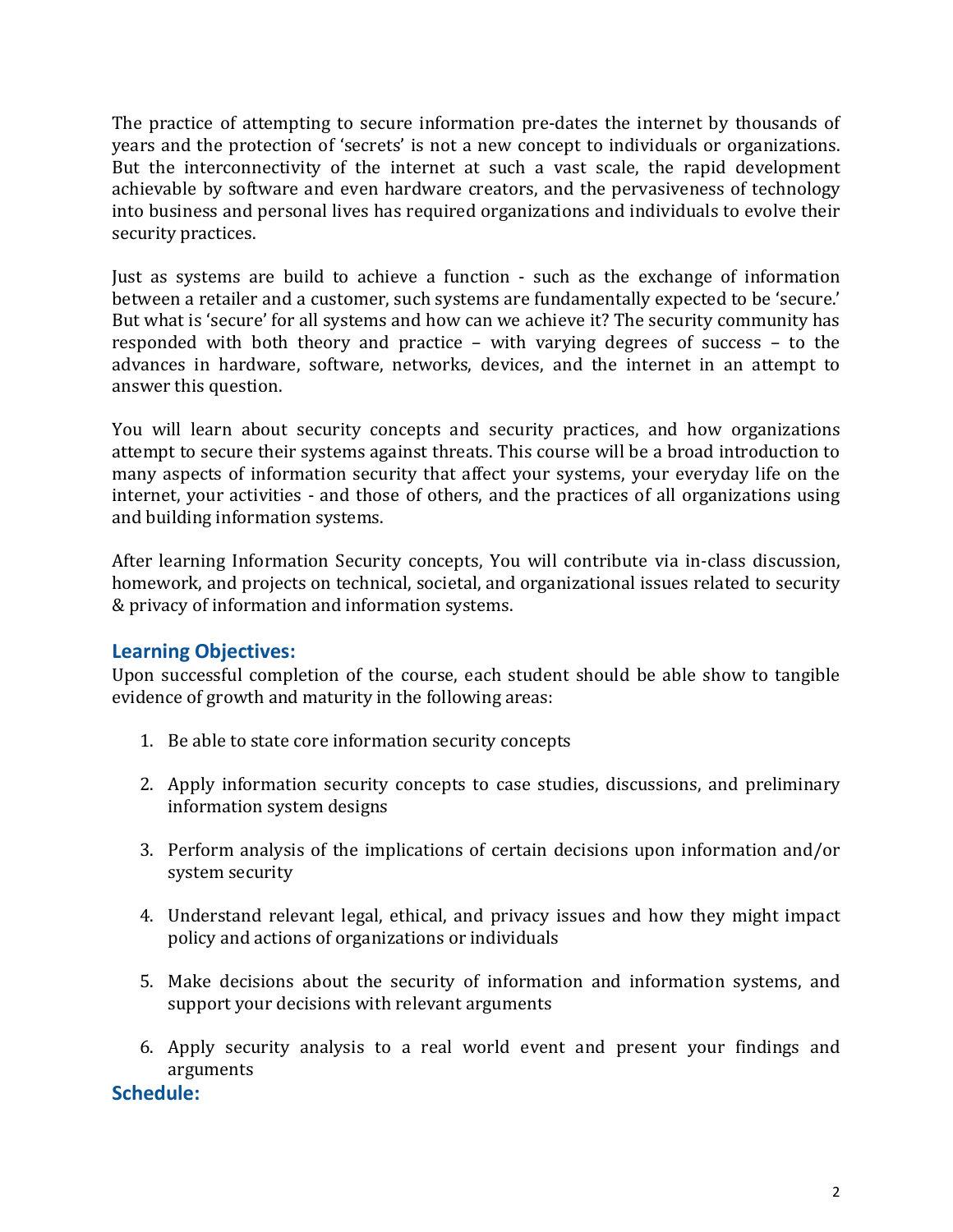The practice of attempting to secure information pre-dates the internet by thousands of years and the protection of 'secrets' is not a new concept to individuals or organizations. But the interconnectivity of the internet at such a vast scale, the rapid development achievable by software and even hardware creators, and the pervasiveness of technology into business and personal lives has required organizations and individuals to evolve their security practices.

Just as systems are build to achieve a function - such as the exchange of information between a retailer and a customer, such systems are fundamentally expected to be 'secure.' But what is 'secure' for all systems and how can we achieve it? The security community has responded with both theory and practice – with varying degrees of success – to the advances in hardware, software, networks, devices, and the internet in an attempt to answer this question.

You will learn about security concepts and security practices, and how organizations attempt to secure their systems against threats. This course will be a broad introduction to many aspects of information security that affect your systems, your everyday life on the internet, your activities - and those of others, and the practices of all organizations using and building information systems.

After learning Information Security concepts, You will contribute via in-class discussion, homework, and projects on technical, societal, and organizational issues related to security & privacy of information and information systems.

## Learning Objectives:

Upon successful completion of the course, each student should be able show to tangible evidence of growth and maturity in the following areas:

1. Be able to state core information security concepts
2. Apply information security concepts to case studies, discussions, and preliminary information system designs
3. Perform analysis of the implications of certain decisions upon information and/or system security
4. Understand relevant legal, ethical, and privacy issues and how they might impact policy and actions of organizations or individuals
5. Make decisions about the security of information and information systems, and support your decisions with relevant arguments
6. Apply security analysis to a real world event and present your findings and arguments

## Schedule: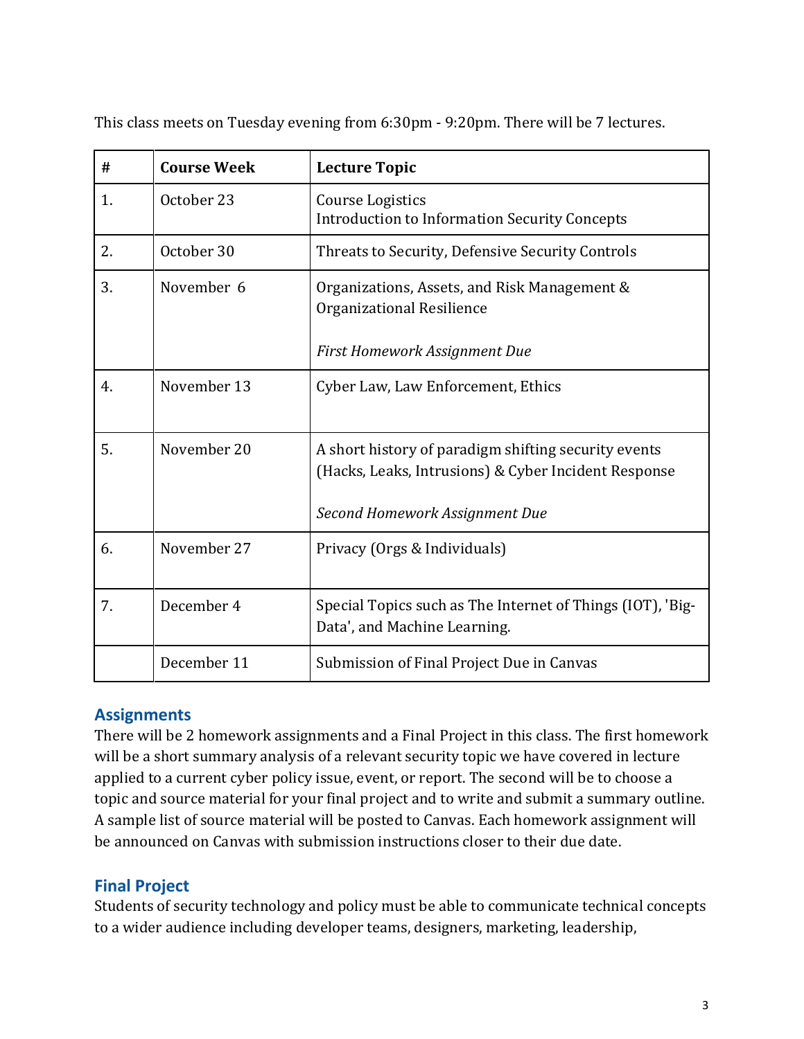This class meets on Tuesday evening from 6:30pm - 9:20pm. There will be 7 lectures.

| # | Course Week | Lecture Topic |
|---|---|---|
| 1. | October 23 | Course Logistics<br>Introduction to Information Security Concepts |
| 2. | October 30 | Threats to Security, Defensive Security Controls |
| 3. | November 6 | Organizations, Assets, and Risk Management & Organizational Resilience<br><br>*First Homework Assignment Due* |
| 4. | November 13 | Cyber Law, Law Enforcement, Ethics |
| 5. | November 20 | A short history of paradigm shifting security events (Hacks, Leaks, Intrusions) & Cyber Incident Response<br><br>*Second Homework Assignment Due* |
| 6. | November 27 | Privacy (Orgs & Individuals) |
| 7. | December 4 | Special Topics such as The Internet of Things (IOT), 'Big-Data', and Machine Learning. |
| | December 11 | Submission of Final Project Due in Canvas |

## Assignments

There will be 2 homework assignments and a Final Project in this class. The first homework will be a short summary analysis of a relevant security topic we have covered in lecture applied to a current cyber policy issue, event, or report. The second will be to choose a topic and source material for your final project and to write and submit a summary outline. A sample list of source material will be posted to Canvas. Each homework assignment will be announced on Canvas with submission instructions closer to their due date.

## Final Project

Students of security technology and policy must be able to communicate technical concepts to a wider audience including developer teams, designers, marketing, leadership,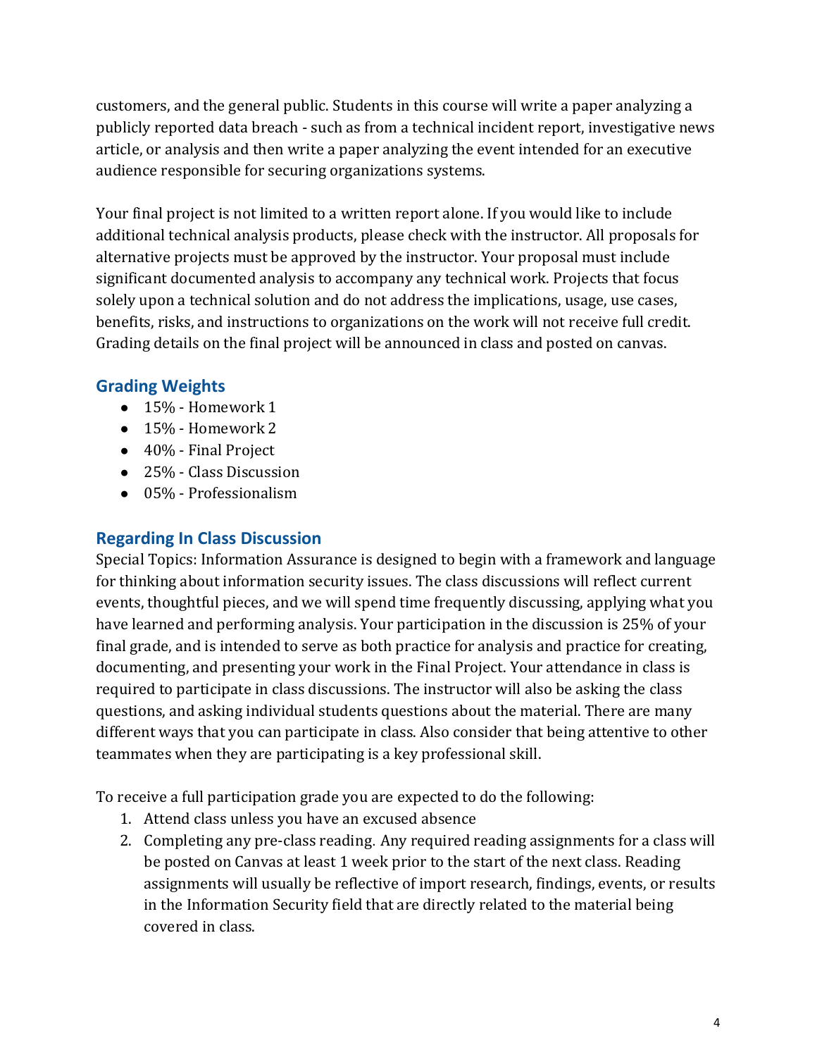customers, and the general public. Students in this course will write a paper analyzing a publicly reported data breach - such as from a technical incident report, investigative news article, or analysis and then write a paper analyzing the event intended for an executive audience responsible for securing organizations systems.

Your final project is not limited to a written report alone. If you would like to include additional technical analysis products, please check with the instructor. All proposals for alternative projects must be approved by the instructor. Your proposal must include significant documented analysis to accompany any technical work. Projects that focus solely upon a technical solution and do not address the implications, usage, use cases, benefits, risks, and instructions to organizations on the work will not receive full credit. Grading details on the final project will be announced in class and posted on canvas.

### Grading Weights

- 15% - Homework 1
- 15% - Homework 2
- 40% - Final Project
- 25% - Class Discussion
- 05% - Professionalism

### Regarding In Class Discussion

Special Topics: Information Assurance is designed to begin with a framework and language for thinking about information security issues. The class discussions will reflect current events, thoughtful pieces, and we will spend time frequently discussing, applying what you have learned and performing analysis. Your participation in the discussion is 25% of your final grade, and is intended to serve as both practice for analysis and practice for creating, documenting, and presenting your work in the Final Project. Your attendance in class is required to participate in class discussions. The instructor will also be asking the class questions, and asking individual students questions about the material. There are many different ways that you can participate in class. Also consider that being attentive to other teammates when they are participating is a key professional skill.

To receive a full participation grade you are expected to do the following:

1. Attend class unless you have an excused absence
2. Completing any pre-class reading. Any required reading assignments for a class will be posted on Canvas at least 1 week prior to the start of the next class. Reading assignments will usually be reflective of import research, findings, events, or results in the Information Security field that are directly related to the material being covered in class.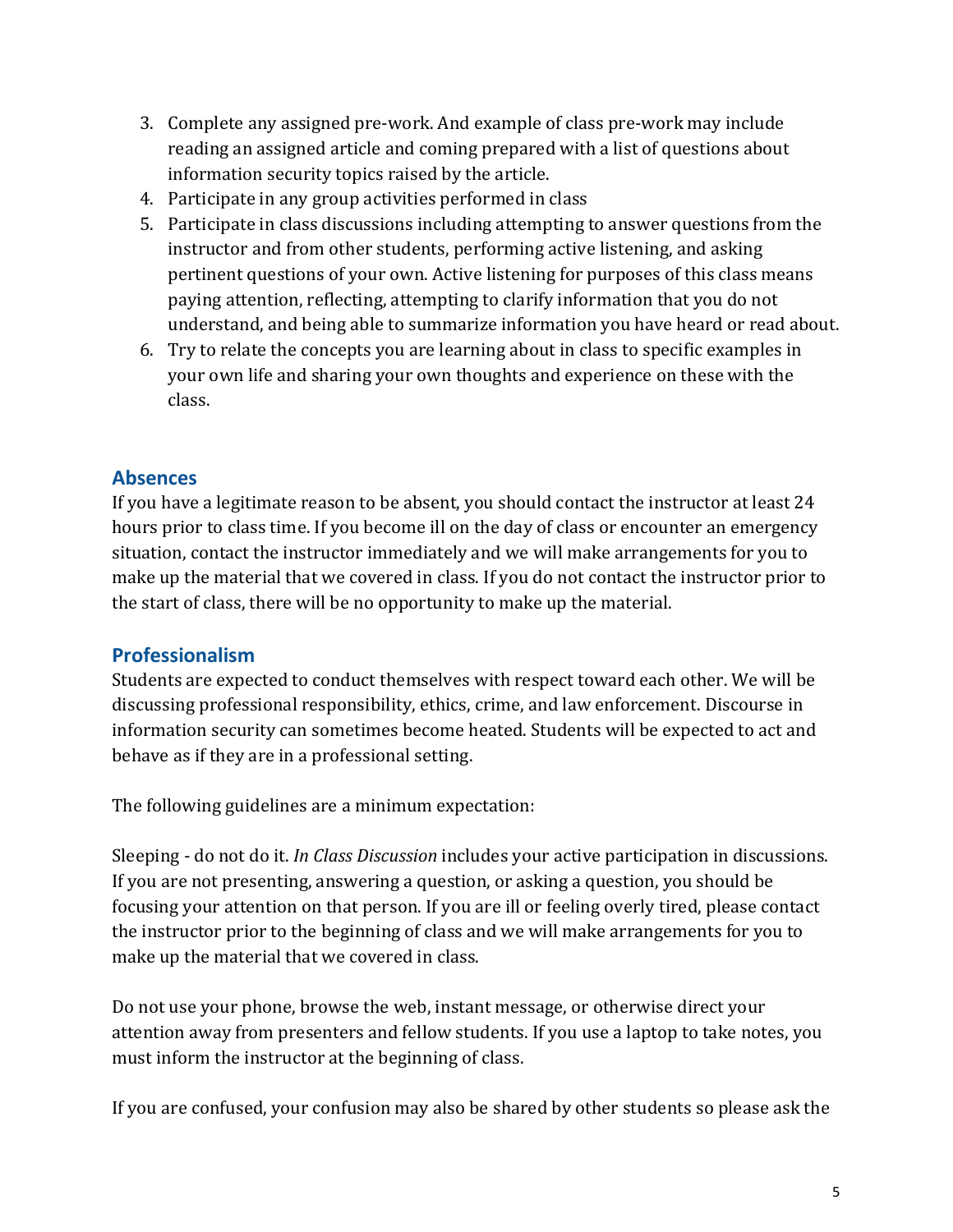3. Complete any assigned pre-work. And example of class pre-work may include reading an assigned article and coming prepared with a list of questions about information security topics raised by the article.
4. Participate in any group activities performed in class
5. Participate in class discussions including attempting to answer questions from the instructor and from other students, performing active listening, and asking pertinent questions of your own. Active listening for purposes of this class means paying attention, reflecting, attempting to clarify information that you do not understand, and being able to summarize information you have heard or read about.
6. Try to relate the concepts you are learning about in class to specific examples in your own life and sharing your own thoughts and experience on these with the class.

## Absences

If you have a legitimate reason to be absent, you should contact the instructor at least 24 hours prior to class time. If you become ill on the day of class or encounter an emergency situation, contact the instructor immediately and we will make arrangements for you to make up the material that we covered in class. If you do not contact the instructor prior to the start of class, there will be no opportunity to make up the material.

## Professionalism

Students are expected to conduct themselves with respect toward each other. We will be discussing professional responsibility, ethics, crime, and law enforcement. Discourse in information security can sometimes become heated. Students will be expected to act and behave as if they are in a professional setting.

The following guidelines are a minimum expectation:

Sleeping - do not do it. *In Class Discussion* includes your active participation in discussions. If you are not presenting, answering a question, or asking a question, you should be focusing your attention on that person. If you are ill or feeling overly tired, please contact the instructor prior to the beginning of class and we will make arrangements for you to make up the material that we covered in class.

Do not use your phone, browse the web, instant message, or otherwise direct your attention away from presenters and fellow students. If you use a laptop to take notes, you must inform the instructor at the beginning of class.

If you are confused, your confusion may also be shared by other students so please ask the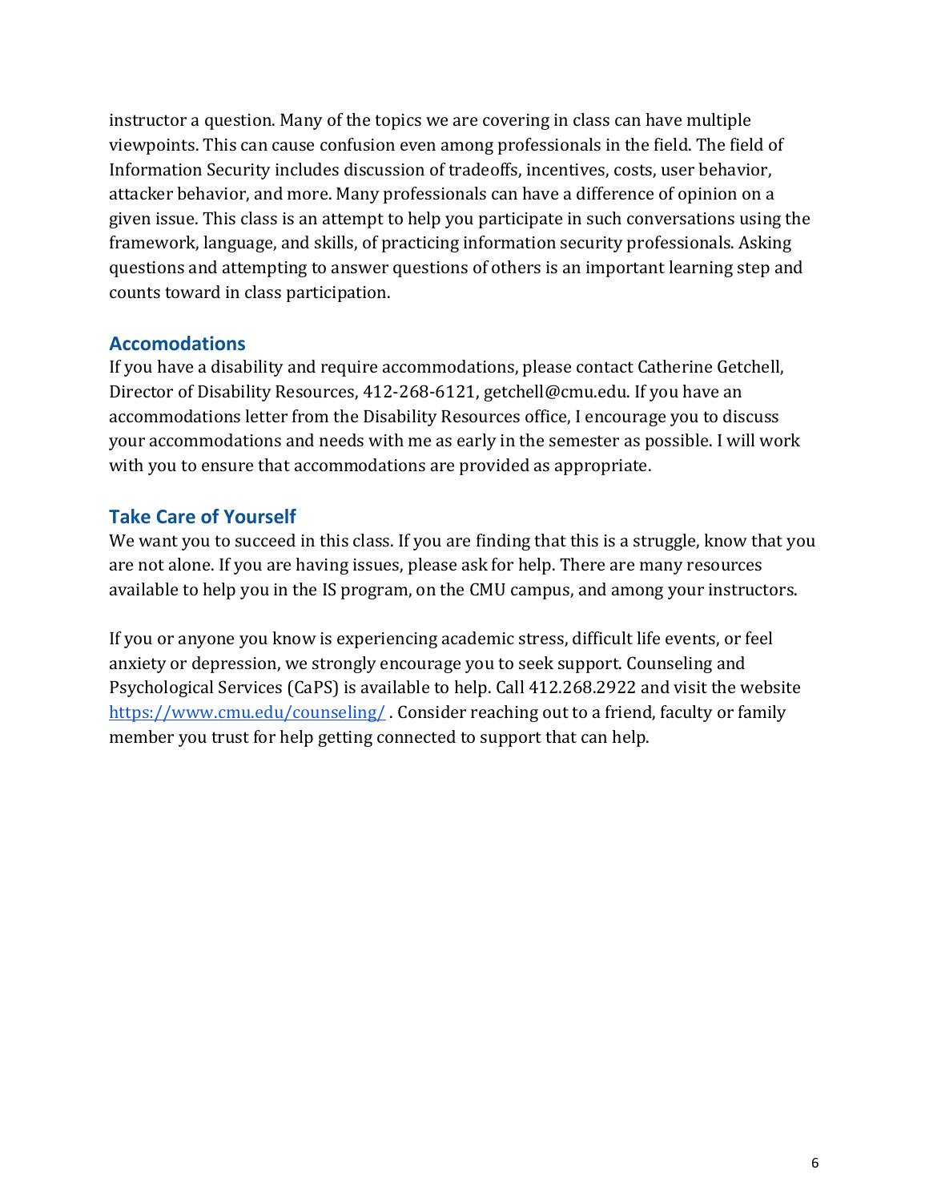instructor a question. Many of the topics we are covering in class can have multiple viewpoints. This can cause confusion even among professionals in the field. The field of Information Security includes discussion of tradeoffs, incentives, costs, user behavior, attacker behavior, and more. Many professionals can have a difference of opinion on a given issue. This class is an attempt to help you participate in such conversations using the framework, language, and skills, of practicing information security professionals. Asking questions and attempting to answer questions of others is an important learning step and counts toward in class participation.

## Accomodations

If you have a disability and require accommodations, please contact Catherine Getchell, Director of Disability Resources, 412-268-6121, getchell@cmu.edu. If you have an accommodations letter from the Disability Resources office, I encourage you to discuss your accommodations and needs with me as early in the semester as possible. I will work with you to ensure that accommodations are provided as appropriate.

## Take Care of Yourself

We want you to succeed in this class. If you are finding that this is a struggle, know that you are not alone. If you are having issues, please ask for help. There are many resources available to help you in the IS program, on the CMU campus, and among your instructors.

If you or anyone you know is experiencing academic stress, difficult life events, or feel anxiety or depression, we strongly encourage you to seek support. Counseling and Psychological Services (CaPS) is available to help. Call 412.268.2922 and visit the website https://www.cmu.edu/counseling/ . Consider reaching out to a friend, faculty or family member you trust for help getting connected to support that can help.